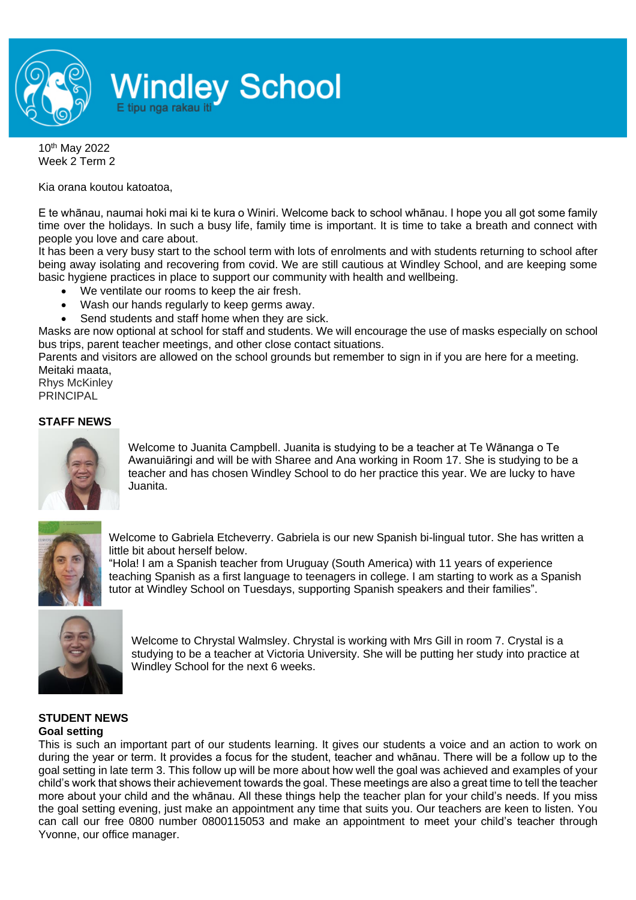# Windley School

E tipu nga rakau iti

10th May 2022
Week 2 Term 2

Kia orana koutou katoatoa,

E te whānau, naumai hoki mai ki te kura o Winiri. Welcome back to school whānau. I hope you all got some family time over the holidays. In such a busy life, family time is important. It is time to take a breath and connect with people you love and care about.
It has been a very busy start to the school term with lots of enrolments and with students returning to school after being away isolating and recovering from covid. We are still cautious at Windley School, and are keeping some basic hygiene practices in place to support our community with health and wellbeing.

- We ventilate our rooms to keep the air fresh.
- Wash our hands regularly to keep germs away.
- Send students and staff home when they are sick.

Masks are now optional at school for staff and students. We will encourage the use of masks especially on school bus trips, parent teacher meetings, and other close contact situations.
Parents and visitors are allowed on the school grounds but remember to sign in if you are here for a meeting.
Meitaki maata,
Rhys McKinley
PRINCIPAL

**STAFF NEWS**

Welcome to Juanita Campbell. Juanita is studying to be a teacher at Te Wānanga o Te Awanuiāringi and will be with Sharee and Ana working in Room 17. She is studying to be a teacher and has chosen Windley School to do her practice this year. We are lucky to have Juanita.

Welcome to Gabriela Etcheverry. Gabriela is our new Spanish bi-lingual tutor. She has written a little bit about herself below.
"Hola! I am a Spanish teacher from Uruguay (South America) with 11 years of experience teaching Spanish as a first language to teenagers in college. I am starting to work as a Spanish tutor at Windley School on Tuesdays, supporting Spanish speakers and their families".

Welcome to Chrystal Walmsley. Chrystal is working with Mrs Gill in room 7. Crystal is a studying to be a teacher at Victoria University. She will be putting her study into practice at Windley School for the next 6 weeks.

**STUDENT NEWS**

**Goal setting**

This is such an important part of our students learning. It gives our students a voice and an action to work on during the year or term. It provides a focus for the student, teacher and whānau. There will be a follow up to the goal setting in late term 3. This follow up will be more about how well the goal was achieved and examples of your child's work that shows their achievement towards the goal. These meetings are also a great time to tell the teacher more about your child and the whānau. All these things help the teacher plan for your child's needs. If you miss the goal setting evening, just make an appointment any time that suits you. Our teachers are keen to listen. You can call our free 0800 number 0800115053 and make an appointment to meet your child's teacher through Yvonne, our office manager.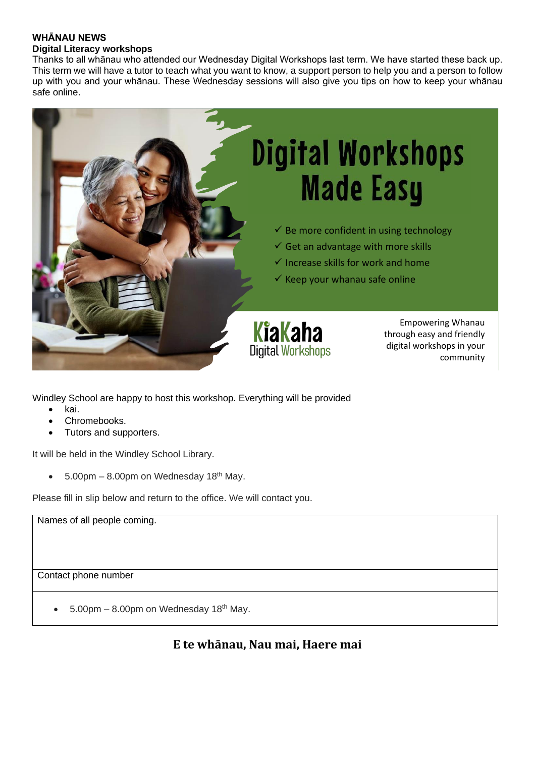**WHĀNAU NEWS**

**Digital Literacy workshops**

Thanks to all whānau who attended our Wednesday Digital Workshops last term. We have started these back up. This term we will have a tutor to teach what you want to know, a support person to help you and a person to follow up with you and your whānau. These Wednesday sessions will also give you tips on how to keep your whānau safe online.

# Digital Workshops Made Easy

- ✓ Be more confident in using technology
- ✓ Get an advantage with more skills
- ✓ Increase skills for work and home
- ✓ Keep your whanau safe online

KiaKaha Digital Workshops

Empowering Whanau through easy and friendly digital workshops in your community

Windley School are happy to host this workshop. Everything will be provided

- kai.
- Chromebooks.
- Tutors and supporters.

It will be held in the Windley School Library.

- 5.00pm – 8.00pm on Wednesday 18th May.

Please fill in slip below and return to the office. We will contact you.

| |
|---|
| Names of all people coming. |
| Contact phone number |
| • 5.00pm – 8.00pm on Wednesday 18th May. |

**E te whānau, Nau mai, Haere mai**